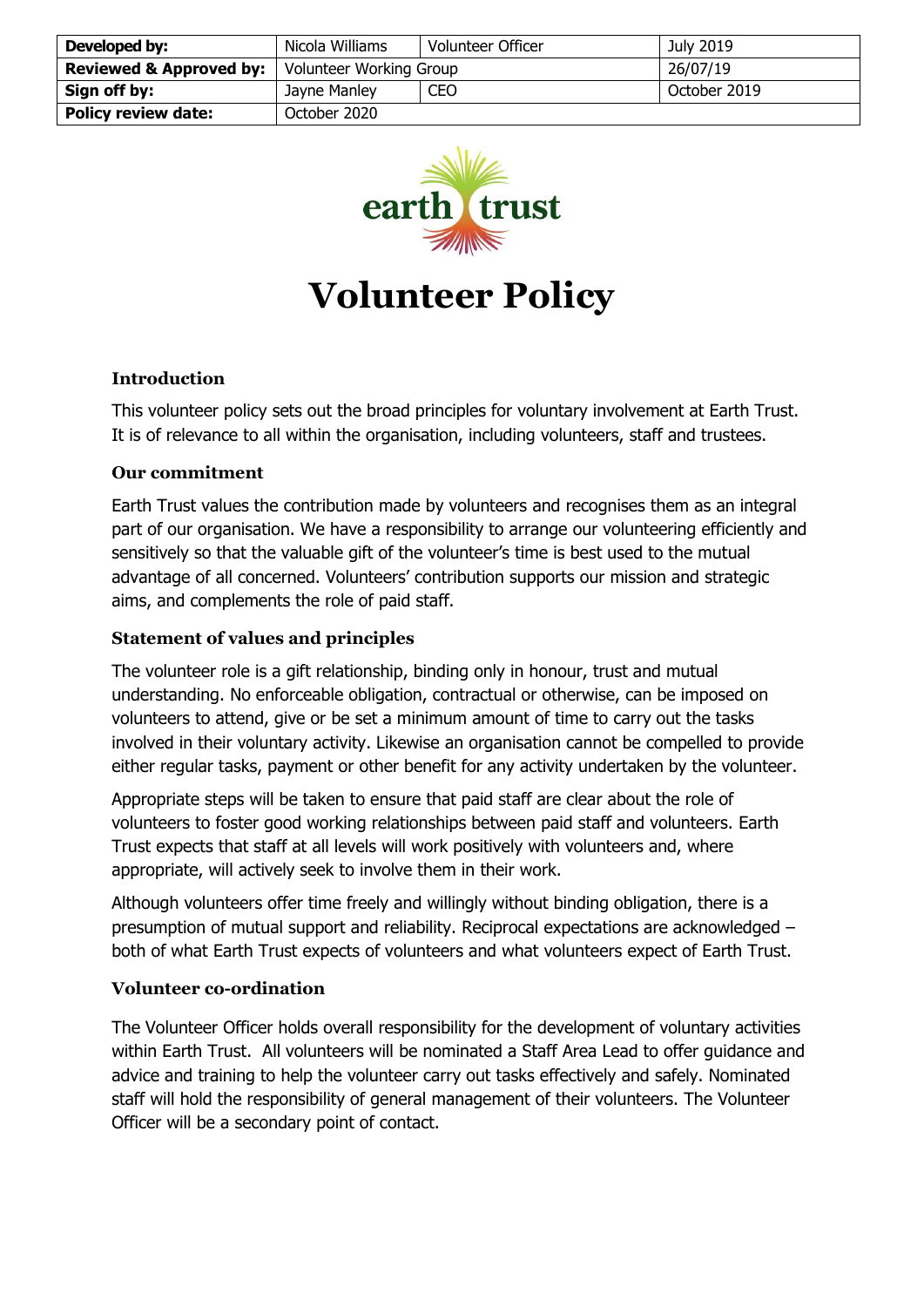| | | | |
|---|---|---|---|
| **Developed by:** | Nicola Williams | Volunteer Officer | July 2019 |
| **Reviewed & Approved by:** | Volunteer Working Group | | 26/07/19 |
| **Sign off by:** | Jayne Manley | CEO | October 2019 |
| **Policy review date:** | October 2020 | | |

earth trust

# Volunteer Policy

### Introduction

This volunteer policy sets out the broad principles for voluntary involvement at Earth Trust. It is of relevance to all within the organisation, including volunteers, staff and trustees.

### Our commitment

Earth Trust values the contribution made by volunteers and recognises them as an integral part of our organisation. We have a responsibility to arrange our volunteering efficiently and sensitively so that the valuable gift of the volunteer's time is best used to the mutual advantage of all concerned. Volunteers' contribution supports our mission and strategic aims, and complements the role of paid staff.

### Statement of values and principles

The volunteer role is a gift relationship, binding only in honour, trust and mutual understanding. No enforceable obligation, contractual or otherwise, can be imposed on volunteers to attend, give or be set a minimum amount of time to carry out the tasks involved in their voluntary activity. Likewise an organisation cannot be compelled to provide either regular tasks, payment or other benefit for any activity undertaken by the volunteer.

Appropriate steps will be taken to ensure that paid staff are clear about the role of volunteers to foster good working relationships between paid staff and volunteers. Earth Trust expects that staff at all levels will work positively with volunteers and, where appropriate, will actively seek to involve them in their work.

Although volunteers offer time freely and willingly without binding obligation, there is a presumption of mutual support and reliability. Reciprocal expectations are acknowledged – both of what Earth Trust expects of volunteers and what volunteers expect of Earth Trust.

### Volunteer co-ordination

The Volunteer Officer holds overall responsibility for the development of voluntary activities within Earth Trust. All volunteers will be nominated a Staff Area Lead to offer guidance and advice and training to help the volunteer carry out tasks effectively and safely. Nominated staff will hold the responsibility of general management of their volunteers. The Volunteer Officer will be a secondary point of contact.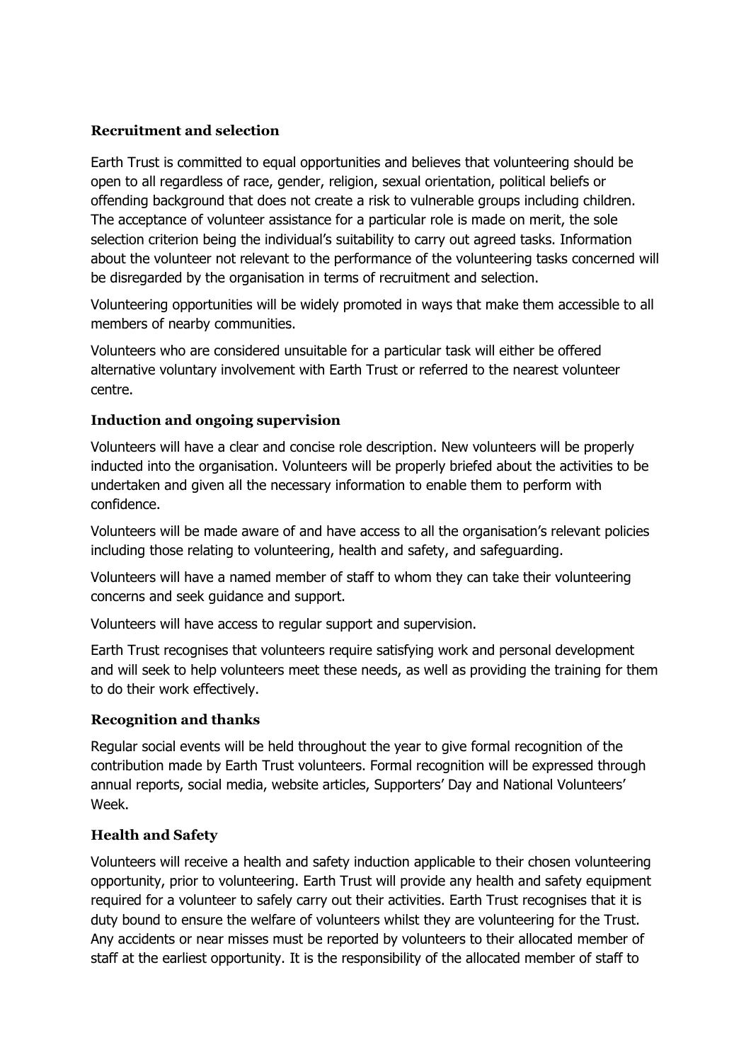### Recruitment and selection

Earth Trust is committed to equal opportunities and believes that volunteering should be open to all regardless of race, gender, religion, sexual orientation, political beliefs or offending background that does not create a risk to vulnerable groups including children. The acceptance of volunteer assistance for a particular role is made on merit, the sole selection criterion being the individual's suitability to carry out agreed tasks. Information about the volunteer not relevant to the performance of the volunteering tasks concerned will be disregarded by the organisation in terms of recruitment and selection.

Volunteering opportunities will be widely promoted in ways that make them accessible to all members of nearby communities.

Volunteers who are considered unsuitable for a particular task will either be offered alternative voluntary involvement with Earth Trust or referred to the nearest volunteer centre.

### Induction and ongoing supervision

Volunteers will have a clear and concise role description. New volunteers will be properly inducted into the organisation. Volunteers will be properly briefed about the activities to be undertaken and given all the necessary information to enable them to perform with confidence.

Volunteers will be made aware of and have access to all the organisation's relevant policies including those relating to volunteering, health and safety, and safeguarding.

Volunteers will have a named member of staff to whom they can take their volunteering concerns and seek guidance and support.

Volunteers will have access to regular support and supervision.

Earth Trust recognises that volunteers require satisfying work and personal development and will seek to help volunteers meet these needs, as well as providing the training for them to do their work effectively.

### Recognition and thanks

Regular social events will be held throughout the year to give formal recognition of the contribution made by Earth Trust volunteers. Formal recognition will be expressed through annual reports, social media, website articles, Supporters' Day and National Volunteers' Week.

### Health and Safety

Volunteers will receive a health and safety induction applicable to their chosen volunteering opportunity, prior to volunteering. Earth Trust will provide any health and safety equipment required for a volunteer to safely carry out their activities. Earth Trust recognises that it is duty bound to ensure the welfare of volunteers whilst they are volunteering for the Trust. Any accidents or near misses must be reported by volunteers to their allocated member of staff at the earliest opportunity. It is the responsibility of the allocated member of staff to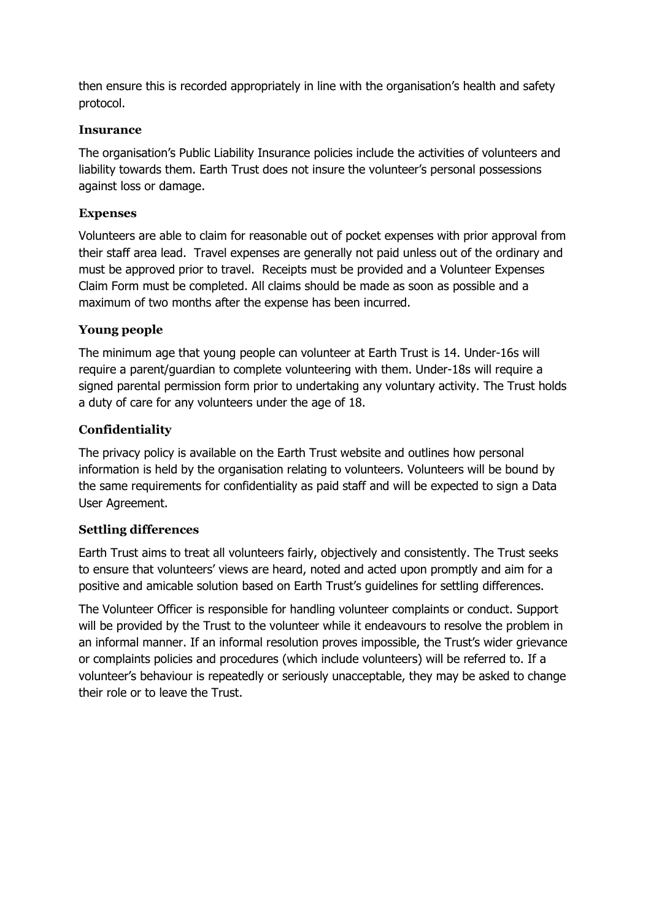then ensure this is recorded appropriately in line with the organisation's health and safety protocol.

### Insurance

The organisation's Public Liability Insurance policies include the activities of volunteers and liability towards them. Earth Trust does not insure the volunteer's personal possessions against loss or damage.

### Expenses

Volunteers are able to claim for reasonable out of pocket expenses with prior approval from their staff area lead. Travel expenses are generally not paid unless out of the ordinary and must be approved prior to travel. Receipts must be provided and a Volunteer Expenses Claim Form must be completed. All claims should be made as soon as possible and a maximum of two months after the expense has been incurred.

### Young people

The minimum age that young people can volunteer at Earth Trust is 14. Under-16s will require a parent/guardian to complete volunteering with them. Under-18s will require a signed parental permission form prior to undertaking any voluntary activity. The Trust holds a duty of care for any volunteers under the age of 18.

### Confidentiality

The privacy policy is available on the Earth Trust website and outlines how personal information is held by the organisation relating to volunteers. Volunteers will be bound by the same requirements for confidentiality as paid staff and will be expected to sign a Data User Agreement.

### Settling differences

Earth Trust aims to treat all volunteers fairly, objectively and consistently. The Trust seeks to ensure that volunteers' views are heard, noted and acted upon promptly and aim for a positive and amicable solution based on Earth Trust's guidelines for settling differences.

The Volunteer Officer is responsible for handling volunteer complaints or conduct. Support will be provided by the Trust to the volunteer while it endeavours to resolve the problem in an informal manner. If an informal resolution proves impossible, the Trust's wider grievance or complaints policies and procedures (which include volunteers) will be referred to. If a volunteer's behaviour is repeatedly or seriously unacceptable, they may be asked to change their role or to leave the Trust.